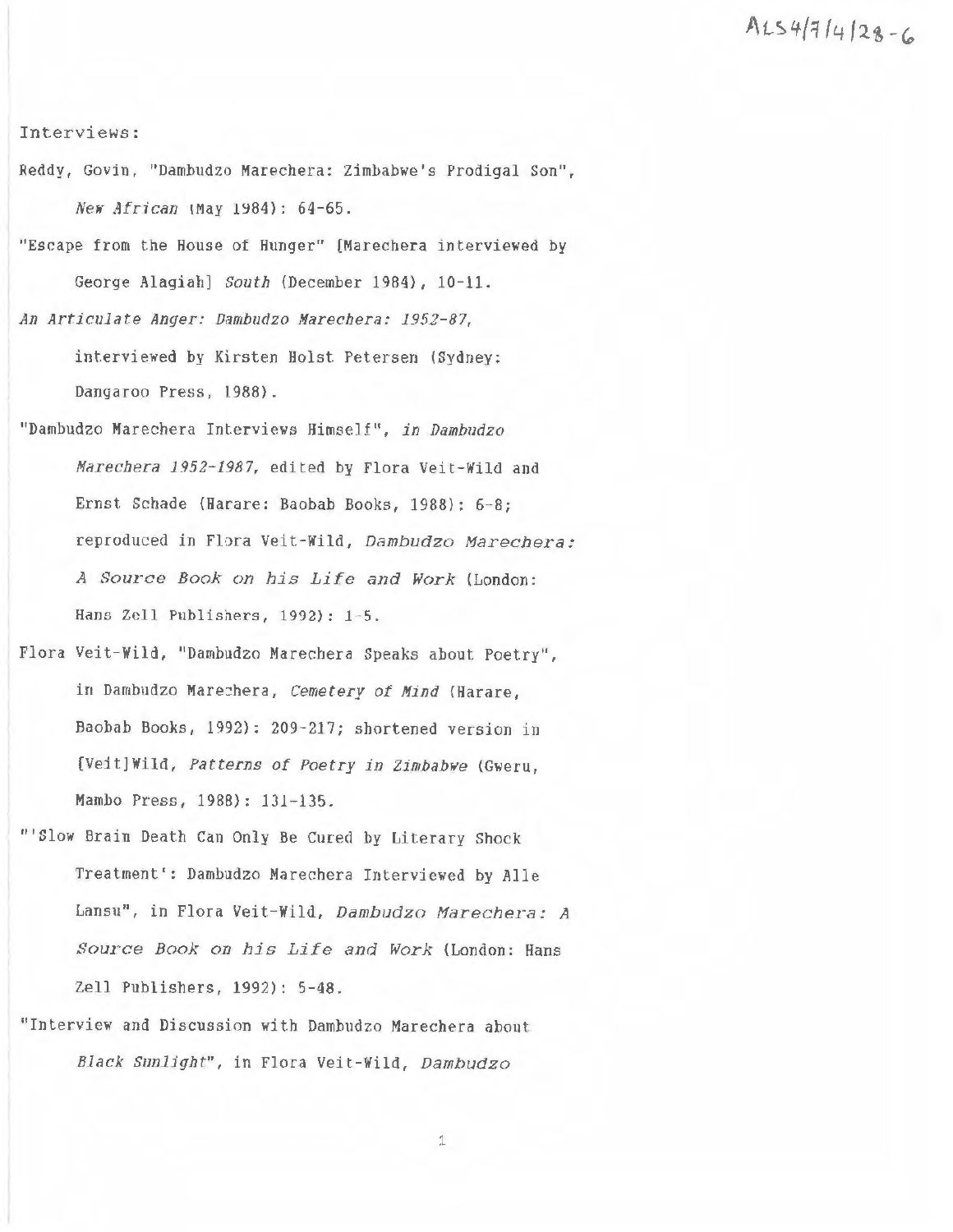ALS4/7/4/28-6

Interviews:

Reddy, Govin, "Dambudzo Marechera: Zimbabwe's Prodigal Son", *New African* (May 1984): 64-65.

"Escape from the House of Hunger" [Marechera interviewed by George Alagiah] *South* (December 1984), 10-11.

*An Articulate Anger: Dambudzo Marechera: 1952-87*, interviewed by Kirsten Holst Petersen (Sydney: Dangaroo Press, 1988).

"Dambudzo Marechera Interviews Himself", *in Dambudzo Marechera 1952-1987*, edited by Flora Veit-Wild and Ernst Schade (Harare: Baobab Books, 1988): 6-8; reproduced in Flora Veit-Wild, *Dambudzo Marechera: A Source Book on his Life and Work* (London: Hans Zell Publishers, 1992): 1-5.

Flora Veit-Wild, "Dambudzo Marechera Speaks about Poetry", in Dambudzo Marechera, *Cemetery of Mind* (Harare, Baobab Books, 1992): 209-217; shortened version in [Veit]Wild, *Patterns of Poetry in Zimbabwe* (Gweru, Mambo Press, 1988): 131-135.

"'Slow Brain Death Can Only Be Cured by Literary Shock Treatment': Dambudzo Marechera Interviewed by Alle Lansu", in Flora Veit-Wild, *Dambudzo Marechera: A Source Book on his Life and Work* (London: Hans Zell Publishers, 1992): 5-48.

"Interview and Discussion with Dambudzo Marechera about *Black Sunlight*", in Flora Veit-Wild, *Dambudzo*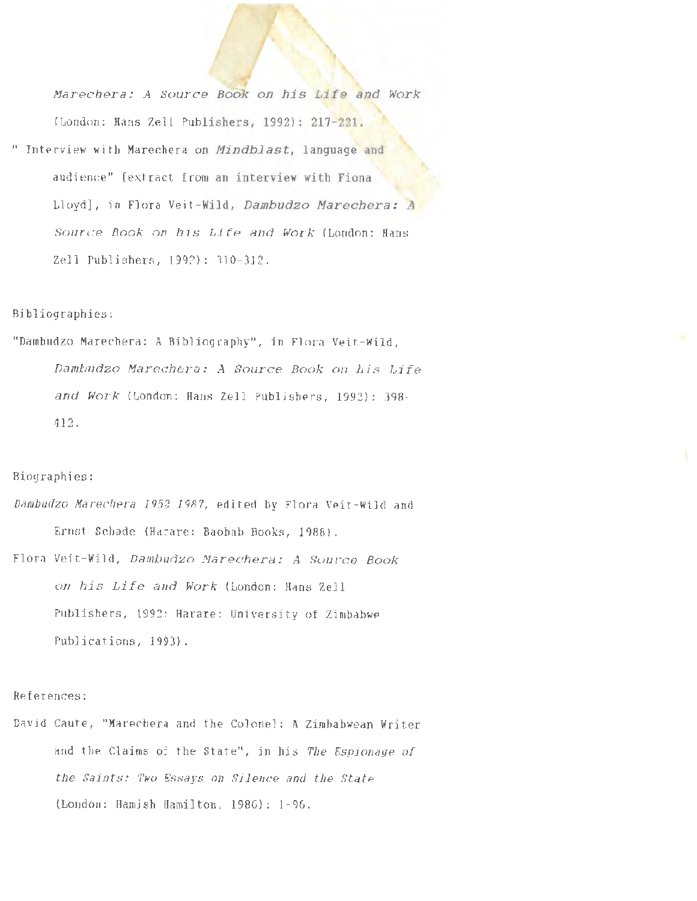*Marechera: A Source Book on his Life and Work* (London: Hans Zell Publishers, 1992): 217-221.

" Interview with Marechera on *Mindblast*, language and audience" [extract from an interview with Fiona Lloyd], in Flora Veit-Wild, *Dambudzo Marechera: A Source Book on his Life and Work* (London: Hans Zell Publishers, 1992): 310-312.

Bibliographies:

"Dambudzo Marechera: A Bibliography", in Flora Veit-Wild, *Dambudzo Marechera: A Source Book on his Life and Work* (London: Hans Zell Publishers, 1992): 398-412.

Biographies:

*Dambudzo Marechera 1952 1987*, edited by Flora Veit-Wild and Ernst Schade (Harare: Baobab Books, 1988).

Flora Veit-Wild, *Dambudzo Marechera: A Source Book on his Life and Work* (London: Hans Zell Publishers, 1992; Harare: University of Zimbabwe Publications, 1993).

References:

David Caute, "Marechera and the Colonel: A Zimbabwean Writer and the Claims of the State", in his *The Espionage of the Saints: Two Essays on Silence and the State* (London: Hamish Hamilton, 1986): 1-96.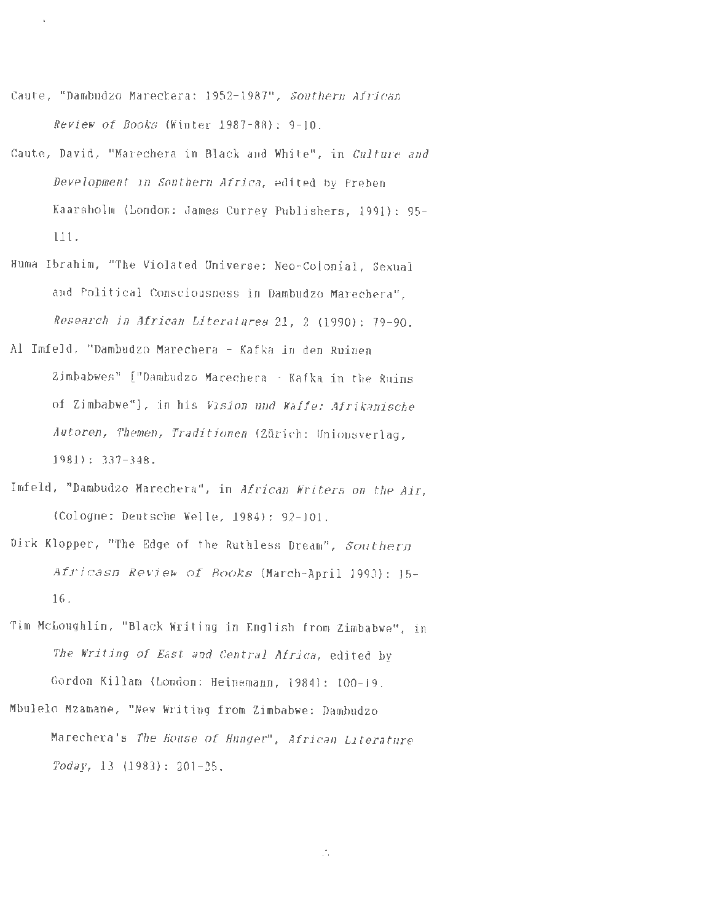Caute, "Dambudzo Marechera: 1952-1987", *Southern African Review of Books* (Winter 1987-88): 9-10.

Caute, David, "Marechera in Black and White", in *Culture and Development in Southern Africa*, edited by Preben Kaarsholm (London: James Currey Publishers, 1991): 95-111.

Huma Ibrahim, "The Violated Universe: Neo-Colonial, Sexual and Political Consciousness in Dambudzo Marechera", *Research in African Literatures* 21, 2 (1990): 79-90.

Al Imfeld, "Dambudzo Marechera - Kafka in den Ruinen Zimbabwes" ["Dambudzo Marechera - Kafka in the Ruins of Zimbabwe"], in his *Vision und Waffe: Afrikanische Autoren, Themen, Traditionen* (Zürich: Unionsverlag, 1981): 337-348.

Imfeld, "Dambudzo Marechera", in *African Writers on the Air*, (Cologne: Deutsche Welle, 1984): 92-101.

Dirk Klopper, "The Edge of the Ruthless Dream", *Southern Africasn Review of Books* (March-April 1993): 15-16.

Tim McLoughlin, "Black Writing in English from Zimbabwe", in *The Writing of East and Central Africa*, edited by Gordon Killam (London: Heinemann, 1984): 100-19.

Mbulelo Mzamane, "New Writing from Zimbabwe: Dambudzo Marechera's *The House of Hunger*", *African Literature Today*, 13 (1983): 201-25.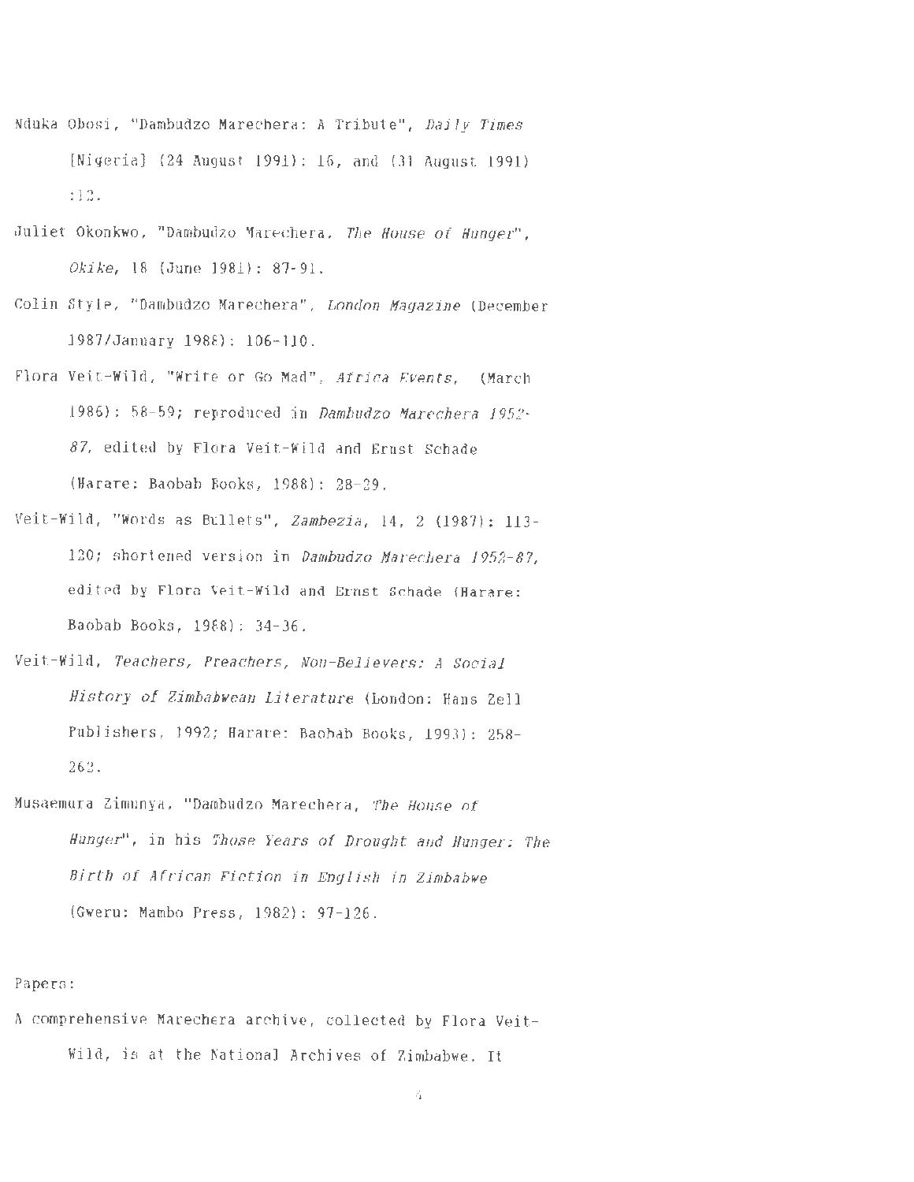Nduka Obosi, "Dambudzo Marechera: A Tribute", *Daily Times* [Nigeria] (24 August 1991): 16, and (31 August 1991) :12.

Juliet Okonkwo, "Dambudzo Marechera, *The House of Hunger*", *Okike*, 18 (June 1981): 87-91.

Colin Style, "Dambudzo Marechera", *London Magazine* (December 1987/January 1988): 106-110.

Flora Veit-Wild, "Write or Go Mad", *Africa Events*, (March 1986): 58-59; reproduced in *Dambudzo Marechera 1952-87*, edited by Flora Veit-Wild and Ernst Schade (Harare: Baobab Books, 1988): 28-29.

Veit-Wild, "Words as Bullets", *Zambezia*, 14, 2 (1987): 113-120; shortened version in *Dambudzo Marechera 1952-87*, edited by Flora Veit-Wild and Ernst Schade (Harare: Baobab Books, 1988): 34-36.

Veit-Wild, *Teachers, Preachers, Non-Believers: A Social History of Zimbabwean Literature* (London: Hans Zell Publishers, 1992; Harare: Baobab Books, 1993): 258-262.

Musaemura Zimunya, "Dambudzo Marechera, *The House of Hunger*", in his *Those Years of Drought and Hunger: The Birth of African Fiction in English in Zimbabwe* (Gweru: Mambo Press, 1982): 97-126.

Papers:

A comprehensive Marechera archive, collected by Flora Veit-Wild, is at the National Archives of Zimbabwe. It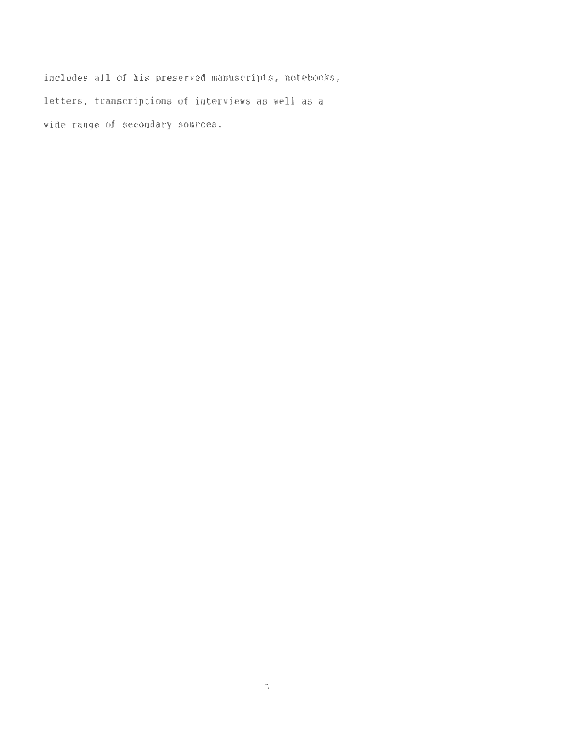includes all of his preserved manuscripts, notebooks, letters, transcriptions of interviews as well as a wide range of secondary sources.